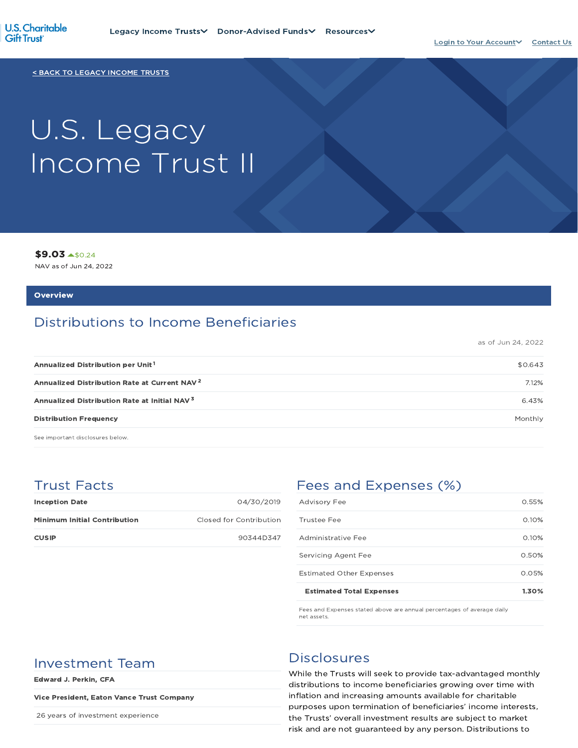U.S. Charitable Gift Trust

Legacy Income Trusts | Donor-Advised Funds | Resources

Login to Your Account | Contact Us

< BACK TO LEGACY INCOME TRUSTS

# U.S. Legacy Income Trust II

**$9.03** ▲$0.24
NAV as of Jun 24, 2022

## Overview

### Distributions to Income Beneficiaries

as of Jun 24, 2022

| | |
|---|---|
| **Annualized Distribution per Unit**[1] | $0.643 |
| **Annualized Distribution Rate at Current NAV**[2] | 7.12% |
| **Annualized Distribution Rate at Initial NAV**[3] | 6.43% |
| **Distribution Frequency** | Monthly |

See important disclosures below.

### Trust Facts

| | |
|---|---|
| **Inception Date** | 04/30/2019 |
| **Minimum Initial Contribution** | Closed for Contribution |
| **CUSIP** | 90344D347 |

### Fees and Expenses (%)

| | |
|---|---|
| Advisory Fee | 0.55% |
| Trustee Fee | 0.10% |
| Administrative Fee | 0.10% |
| Servicing Agent Fee | 0.50% |
| Estimated Other Expenses | 0.05% |
| **Estimated Total Expenses** | **1.30%** |

Fees and Expenses stated above are annual percentages of average daily net assets.

### Investment Team

**Edward J. Perkin, CFA**

**Vice President, Eaton Vance Trust Company**

26 years of investment experience

### Disclosures

While the Trusts will seek to provide tax-advantaged monthly distributions to income beneficiaries growing over time with inflation and increasing amounts available for charitable purposes upon termination of beneficiaries' income interests, the Trusts' overall investment results are subject to market risk and are not guaranteed by any person. Distributions to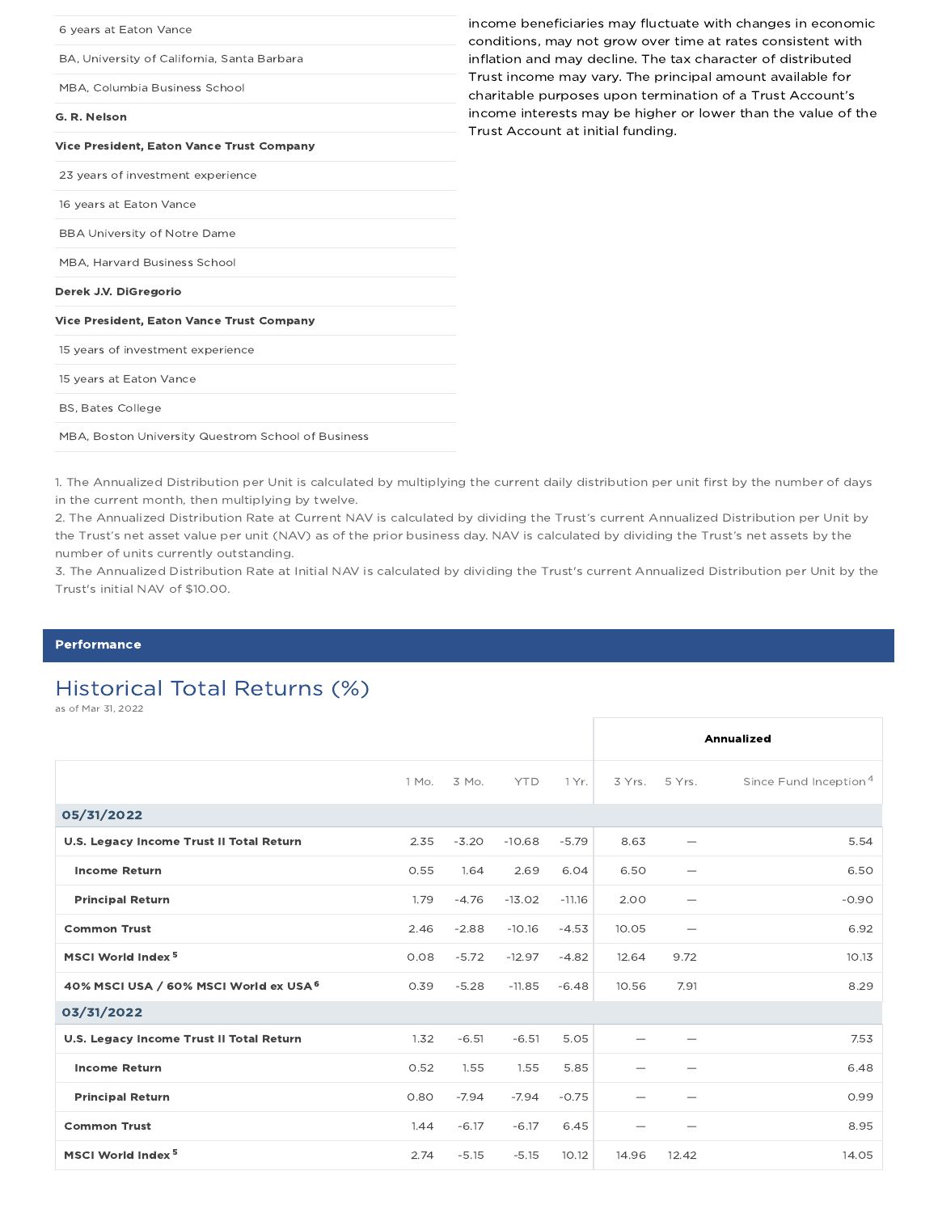| |
|---|
| 6 years at Eaton Vance |
| BA, University of California, Santa Barbara |
| MBA, Columbia Business School |
| **G. R. Nelson** |
| **Vice President, Eaton Vance Trust Company** |
| 23 years of investment experience |
| 16 years at Eaton Vance |
| BBA University of Notre Dame |
| MBA, Harvard Business School |
| **Derek J.V. DiGregorio** |
| **Vice President, Eaton Vance Trust Company** |
| 15 years of investment experience |
| 15 years at Eaton Vance |
| BS, Bates College |
| MBA, Boston University Questrom School of Business |

income beneficiaries may fluctuate with changes in economic conditions, may not grow over time at rates consistent with inflation and may decline. The tax character of distributed Trust income may vary. The principal amount available for charitable purposes upon termination of a Trust Account's income interests may be higher or lower than the value of the Trust Account at initial funding.

1. The Annualized Distribution per Unit is calculated by multiplying the current daily distribution per unit first by the number of days in the current month, then multiplying by twelve.
2. The Annualized Distribution Rate at Current NAV is calculated by dividing the Trust's current Annualized Distribution per Unit by the Trust's net asset value per unit (NAV) as of the prior business day. NAV is calculated by dividing the Trust's net assets by the number of units currently outstanding.
3. The Annualized Distribution Rate at Initial NAV is calculated by dividing the Trust's current Annualized Distribution per Unit by the Trust's initial NAV of $10.00.

## Performance

### Historical Total Returns (%)

as of Mar 31, 2022

| | | | | | Annualized | | |
|---|---|---|---|---|---|---|---|
| | 1 Mo. | 3 Mo. | YTD | 1 Yr. | 3 Yrs. | 5 Yrs. | Since Fund Inception[4] |
| **05/31/2022** | | | | | | | |
| **U.S. Legacy Income Trust II Total Return** | 2.35 | -3.20 | -10.68 | -5.79 | 8.63 | — | 5.54 |
| **Income Return** | 0.55 | 1.64 | 2.69 | 6.04 | 6.50 | — | 6.50 |
| **Principal Return** | 1.79 | -4.76 | -13.02 | -11.16 | 2.00 | — | -0.90 |
| **Common Trust** | 2.46 | -2.88 | -10.16 | -4.53 | 10.05 | — | 6.92 |
| **MSCI World Index**[5] | 0.08 | -5.72 | -12.97 | -4.82 | 12.64 | 9.72 | 10.13 |
| **40% MSCI USA / 60% MSCI World ex USA**[6] | 0.39 | -5.28 | -11.85 | -6.48 | 10.56 | 7.91 | 8.29 |
| **03/31/2022** | | | | | | | |
| **U.S. Legacy Income Trust II Total Return** | 1.32 | -6.51 | -6.51 | 5.05 | — | — | 7.53 |
| **Income Return** | 0.52 | 1.55 | 1.55 | 5.85 | — | — | 6.48 |
| **Principal Return** | 0.80 | -7.94 | -7.94 | -0.75 | — | — | 0.99 |
| **Common Trust** | 1.44 | -6.17 | -6.17 | 6.45 | — | — | 8.95 |
| **MSCI World Index**[5] | 2.74 | -5.15 | -5.15 | 10.12 | 14.96 | 12.42 | 14.05 |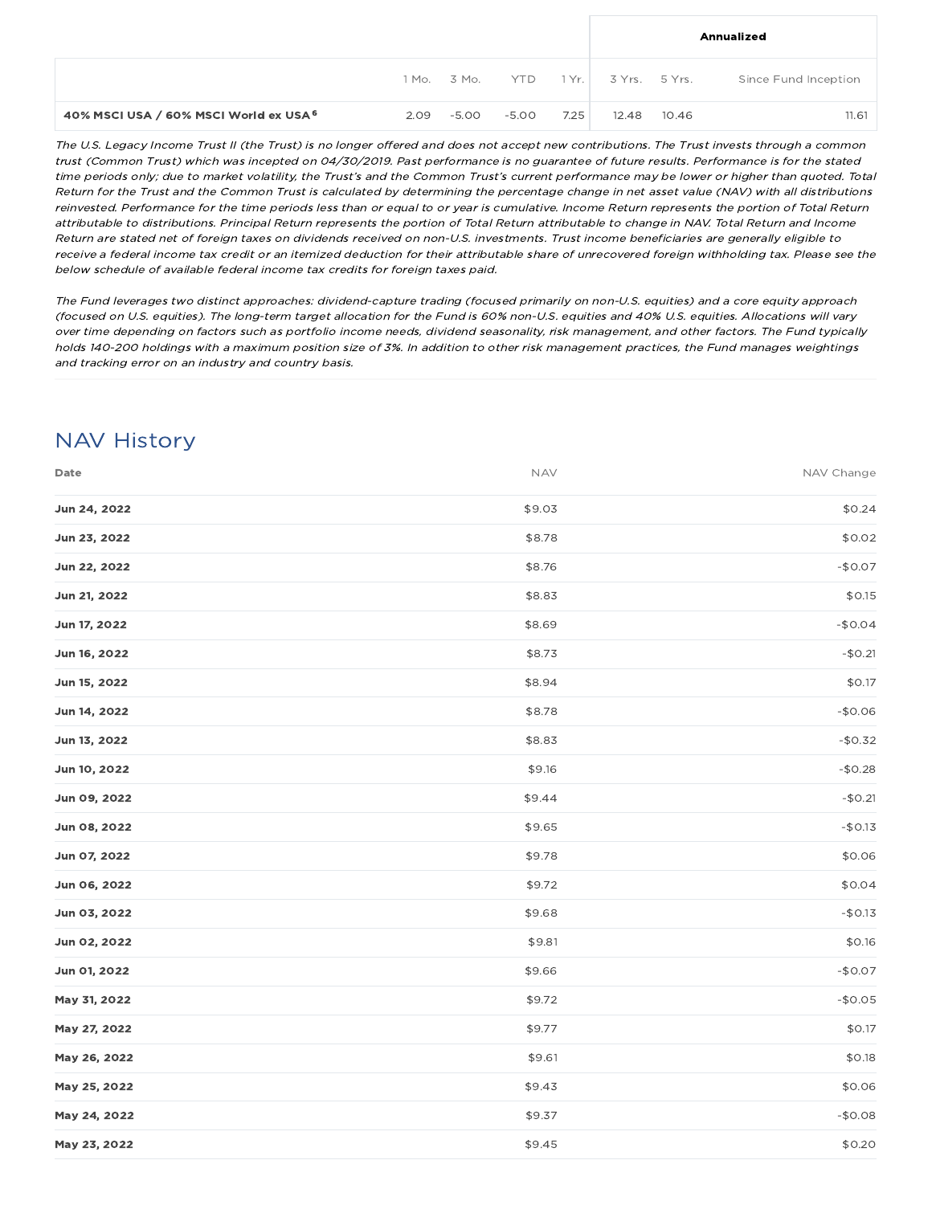| | | | | | Annualized | | |
|---|---|---|---|---|---|---|---|
| | 1 Mo. | 3 Mo. | YTD | 1 Yr. | 3 Yrs. | 5 Yrs. | Since Fund Inception |
| **40% MSCI USA / 60% MSCI World ex USA [6]** | 2.09 | -5.00 | -5.00 | 7.25 | 12.48 | 10.46 | 11.61 |

*The U.S. Legacy Income Trust II (the Trust) is no longer offered and does not accept new contributions. The Trust invests through a common trust (Common Trust) which was incepted on 04/30/2019. Past performance is no guarantee of future results. Performance is for the stated time periods only; due to market volatility, the Trust's and the Common Trust's current performance may be lower or higher than quoted. Total Return for the Trust and the Common Trust is calculated by determining the percentage change in net asset value (NAV) with all distributions reinvested. Performance for the time periods less than or equal to or year is cumulative. Income Return represents the portion of Total Return attributable to distributions. Principal Return represents the portion of Total Return attributable to change in NAV. Total Return and Income Return are stated net of foreign taxes on dividends received on non-U.S. investments. Trust income beneficiaries are generally eligible to receive a federal income tax credit or an itemized deduction for their attributable share of unrecovered foreign withholding tax. Please see the below schedule of available federal income tax credits for foreign taxes paid.*

*The Fund leverages two distinct approaches: dividend-capture trading (focused primarily on non-U.S. equities) and a core equity approach (focused on U.S. equities). The long-term target allocation for the Fund is 60% non-U.S. equities and 40% U.S. equities. Allocations will vary over time depending on factors such as portfolio income needs, dividend seasonality, risk management, and other factors. The Fund typically holds 140-200 holdings with a maximum position size of 3%. In addition to other risk management practices, the Fund manages weightings and tracking error on an industry and country basis.*

## NAV History

| Date | NAV | NAV Change |
|---|---|---|
| **Jun 24, 2022** | $9.03 | $0.24 |
| **Jun 23, 2022** | $8.78 | $0.02 |
| **Jun 22, 2022** | $8.76 | -$0.07 |
| **Jun 21, 2022** | $8.83 | $0.15 |
| **Jun 17, 2022** | $8.69 | -$0.04 |
| **Jun 16, 2022** | $8.73 | -$0.21 |
| **Jun 15, 2022** | $8.94 | $0.17 |
| **Jun 14, 2022** | $8.78 | -$0.06 |
| **Jun 13, 2022** | $8.83 | -$0.32 |
| **Jun 10, 2022** | $9.16 | -$0.28 |
| **Jun 09, 2022** | $9.44 | -$0.21 |
| **Jun 08, 2022** | $9.65 | -$0.13 |
| **Jun 07, 2022** | $9.78 | $0.06 |
| **Jun 06, 2022** | $9.72 | $0.04 |
| **Jun 03, 2022** | $9.68 | -$0.13 |
| **Jun 02, 2022** | $9.81 | $0.16 |
| **Jun 01, 2022** | $9.66 | -$0.07 |
| **May 31, 2022** | $9.72 | -$0.05 |
| **May 27, 2022** | $9.77 | $0.17 |
| **May 26, 2022** | $9.61 | $0.18 |
| **May 25, 2022** | $9.43 | $0.06 |
| **May 24, 2022** | $9.37 | -$0.08 |
| **May 23, 2022** | $9.45 | $0.20 |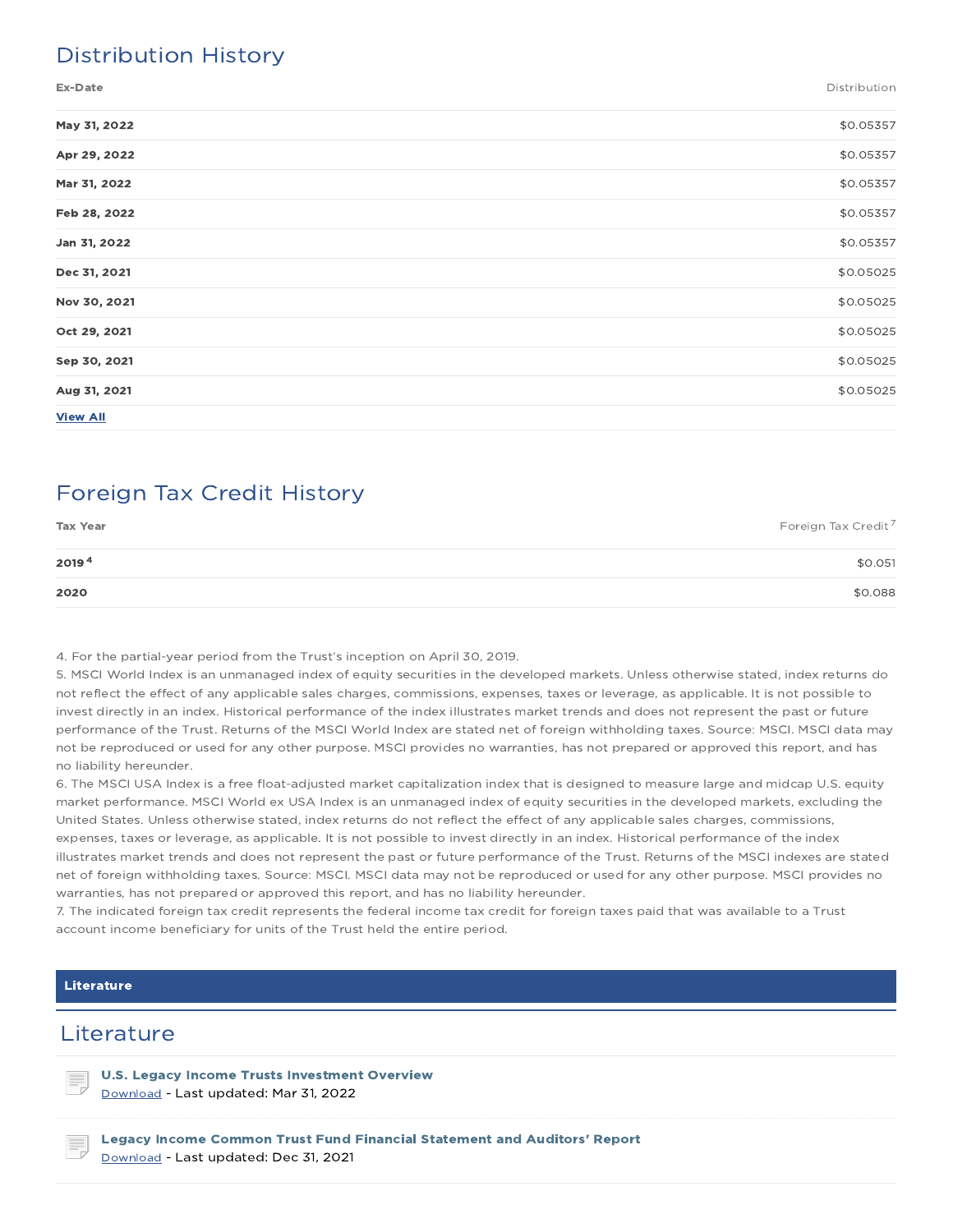## Distribution History

| Ex-Date | Distribution |
| --- | --- |
| **May 31, 2022** | $0.05357 |
| **Apr 29, 2022** | $0.05357 |
| **Mar 31, 2022** | $0.05357 |
| **Feb 28, 2022** | $0.05357 |
| **Jan 31, 2022** | $0.05357 |
| **Dec 31, 2021** | $0.05025 |
| **Nov 30, 2021** | $0.05025 |
| **Oct 29, 2021** | $0.05025 |
| **Sep 30, 2021** | $0.05025 |
| **Aug 31, 2021** | $0.05025 |

**View All**

## Foreign Tax Credit History

| Tax Year | Foreign Tax Credit[7] |
| --- | --- |
| **2019**[4] | $0.051 |
| **2020** | $0.088 |

4. For the partial-year period from the Trust's inception on April 30, 2019.
5. MSCI World Index is an unmanaged index of equity securities in the developed markets. Unless otherwise stated, index returns do not reflect the effect of any applicable sales charges, commissions, expenses, taxes or leverage, as applicable. It is not possible to invest directly in an index. Historical performance of the index illustrates market trends and does not represent the past or future performance of the Trust. Returns of the MSCI World Index are stated net of foreign withholding taxes. Source: MSCI. MSCI data may not be reproduced or used for any other purpose. MSCI provides no warranties, has not prepared or approved this report, and has no liability hereunder.
6. The MSCI USA Index is a free float-adjusted market capitalization index that is designed to measure large and midcap U.S. equity market performance. MSCI World ex USA Index is an unmanaged index of equity securities in the developed markets, excluding the United States. Unless otherwise stated, index returns do not reflect the effect of any applicable sales charges, commissions, expenses, taxes or leverage, as applicable. It is not possible to invest directly in an index. Historical performance of the index illustrates market trends and does not represent the past or future performance of the Trust. Returns of the MSCI indexes are stated net of foreign withholding taxes. Source: MSCI. MSCI data may not be reproduced or used for any other purpose. MSCI provides no warranties, has not prepared or approved this report, and has no liability hereunder.
7. The indicated foreign tax credit represents the federal income tax credit for foreign taxes paid that was available to a Trust account income beneficiary for units of the Trust held the entire period.

**Literature**

## Literature

**U.S. Legacy Income Trusts Investment Overview**
Download - Last updated: Mar 31, 2022

**Legacy Income Common Trust Fund Financial Statement and Auditors' Report**
Download - Last updated: Dec 31, 2021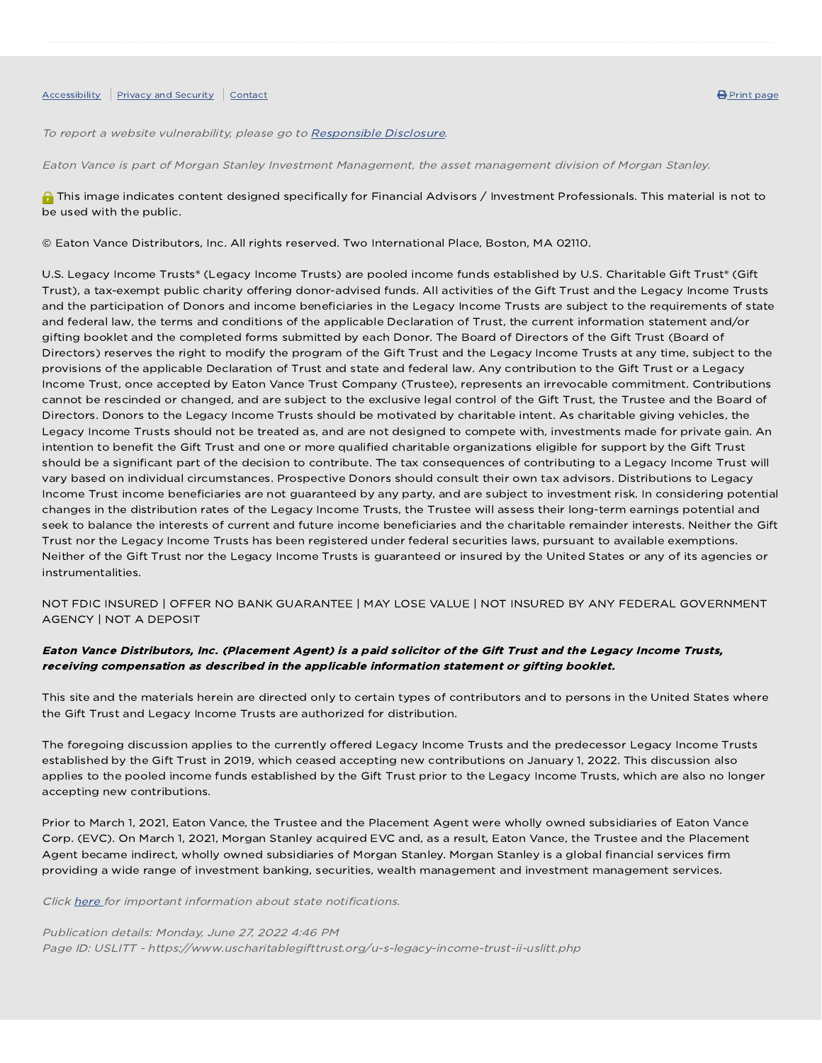Accessibility | Privacy and Security | Contact

Print page

*To report a website vulnerability, please go to Responsible Disclosure.*

*Eaton Vance is part of Morgan Stanley Investment Management, the asset management division of Morgan Stanley.*

This image indicates content designed specifically for Financial Advisors / Investment Professionals. This material is not to be used with the public.

© Eaton Vance Distributors, Inc. All rights reserved. Two International Place, Boston, MA 02110.

U.S. Legacy Income Trusts® (Legacy Income Trusts) are pooled income funds established by U.S. Charitable Gift Trust® (Gift Trust), a tax-exempt public charity offering donor-advised funds. All activities of the Gift Trust and the Legacy Income Trusts and the participation of Donors and income beneficiaries in the Legacy Income Trusts are subject to the requirements of state and federal law, the terms and conditions of the applicable Declaration of Trust, the current information statement and/or gifting booklet and the completed forms submitted by each Donor. The Board of Directors of the Gift Trust (Board of Directors) reserves the right to modify the program of the Gift Trust and the Legacy Income Trusts at any time, subject to the provisions of the applicable Declaration of Trust and state and federal law. Any contribution to the Gift Trust or a Legacy Income Trust, once accepted by Eaton Vance Trust Company (Trustee), represents an irrevocable commitment. Contributions cannot be rescinded or changed, and are subject to the exclusive legal control of the Gift Trust, the Trustee and the Board of Directors. Donors to the Legacy Income Trusts should be motivated by charitable intent. As charitable giving vehicles, the Legacy Income Trusts should not be treated as, and are not designed to compete with, investments made for private gain. An intention to benefit the Gift Trust and one or more qualified charitable organizations eligible for support by the Gift Trust should be a significant part of the decision to contribute. The tax consequences of contributing to a Legacy Income Trust will vary based on individual circumstances. Prospective Donors should consult their own tax advisors. Distributions to Legacy Income Trust income beneficiaries are not guaranteed by any party, and are subject to investment risk. In considering potential changes in the distribution rates of the Legacy Income Trusts, the Trustee will assess their long-term earnings potential and seek to balance the interests of current and future income beneficiaries and the charitable remainder interests. Neither the Gift Trust nor the Legacy Income Trusts has been registered under federal securities laws, pursuant to available exemptions. Neither of the Gift Trust nor the Legacy Income Trusts is guaranteed or insured by the United States or any of its agencies or instrumentalities.

NOT FDIC INSURED | OFFER NO BANK GUARANTEE | MAY LOSE VALUE | NOT INSURED BY ANY FEDERAL GOVERNMENT AGENCY | NOT A DEPOSIT

***Eaton Vance Distributors, Inc. (Placement Agent) is a paid solicitor of the Gift Trust and the Legacy Income Trusts, receiving compensation as described in the applicable information statement or gifting booklet.***

This site and the materials herein are directed only to certain types of contributors and to persons in the United States where the Gift Trust and Legacy Income Trusts are authorized for distribution.

The foregoing discussion applies to the currently offered Legacy Income Trusts and the predecessor Legacy Income Trusts established by the Gift Trust in 2019, which ceased accepting new contributions on January 1, 2022. This discussion also applies to the pooled income funds established by the Gift Trust prior to the Legacy Income Trusts, which are also no longer accepting new contributions.

Prior to March 1, 2021, Eaton Vance, the Trustee and the Placement Agent were wholly owned subsidiaries of Eaton Vance Corp. (EVC). On March 1, 2021, Morgan Stanley acquired EVC and, as a result, Eaton Vance, the Trustee and the Placement Agent became indirect, wholly owned subsidiaries of Morgan Stanley. Morgan Stanley is a global financial services firm providing a wide range of investment banking, securities, wealth management and investment management services.

*Click here for important information about state notifications.*

*Publication details: Monday, June 27, 2022 4:46 PM*
*Page ID: USLITT - https://www.uscharitablegifttrust.org/u-s-legacy-income-trust-ii-uslitt.php*